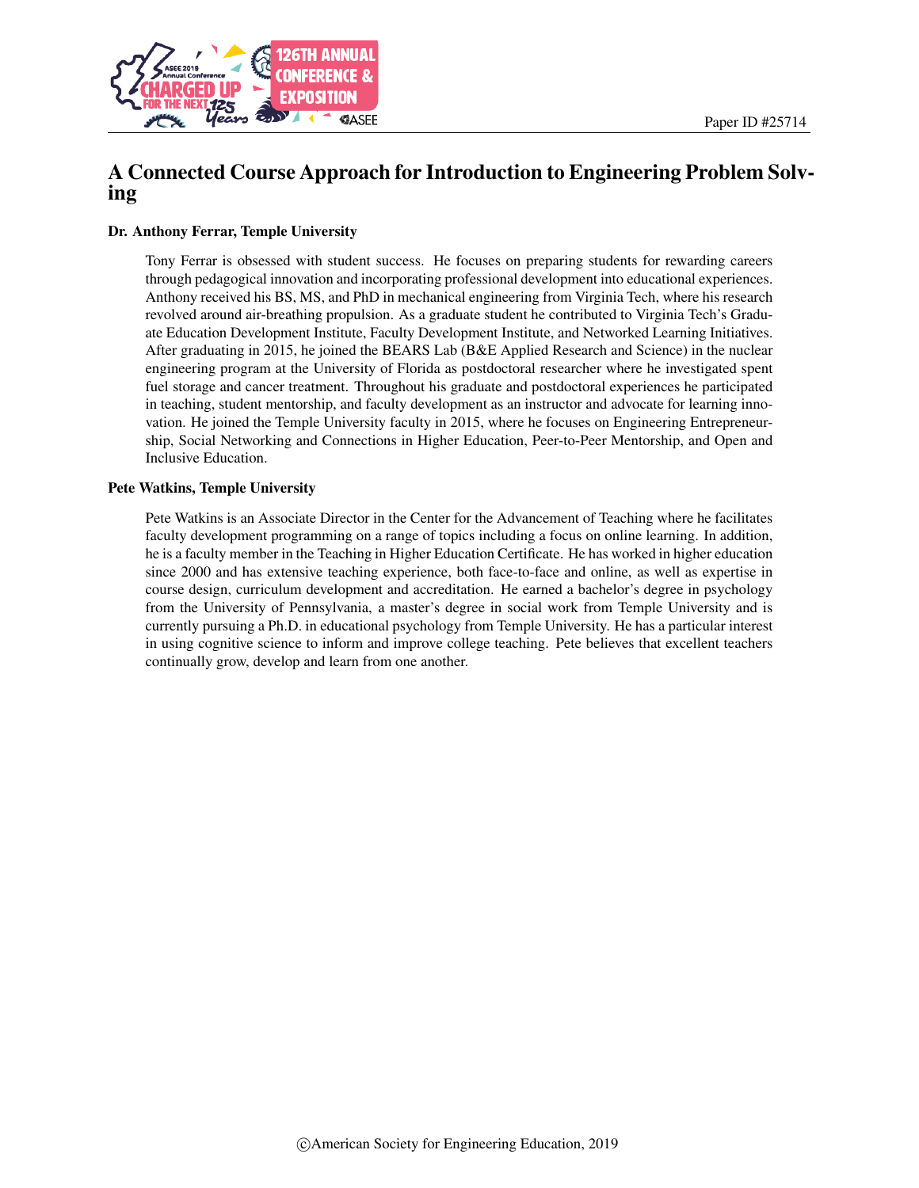Paper ID #25714

# A Connected Course Approach for Introduction to Engineering Problem Solving

**Dr. Anthony Ferrar, Temple University**

Tony Ferrar is obsessed with student success. He focuses on preparing students for rewarding careers through pedagogical innovation and incorporating professional development into educational experiences. Anthony received his BS, MS, and PhD in mechanical engineering from Virginia Tech, where his research revolved around air-breathing propulsion. As a graduate student he contributed to Virginia Tech's Graduate Education Development Institute, Faculty Development Institute, and Networked Learning Initiatives. After graduating in 2015, he joined the BEARS Lab (B&E Applied Research and Science) in the nuclear engineering program at the University of Florida as postdoctoral researcher where he investigated spent fuel storage and cancer treatment. Throughout his graduate and postdoctoral experiences he participated in teaching, student mentorship, and faculty development as an instructor and advocate for learning innovation. He joined the Temple University faculty in 2015, where he focuses on Engineering Entrepreneurship, Social Networking and Connections in Higher Education, Peer-to-Peer Mentorship, and Open and Inclusive Education.

**Pete Watkins, Temple University**

Pete Watkins is an Associate Director in the Center for the Advancement of Teaching where he facilitates faculty development programming on a range of topics including a focus on online learning. In addition, he is a faculty member in the Teaching in Higher Education Certificate. He has worked in higher education since 2000 and has extensive teaching experience, both face-to-face and online, as well as expertise in course design, curriculum development and accreditation. He earned a bachelor's degree in psychology from the University of Pennsylvania, a master's degree in social work from Temple University and is currently pursuing a Ph.D. in educational psychology from Temple University. He has a particular interest in using cognitive science to inform and improve college teaching. Pete believes that excellent teachers continually grow, develop and learn from one another.

©American Society for Engineering Education, 2019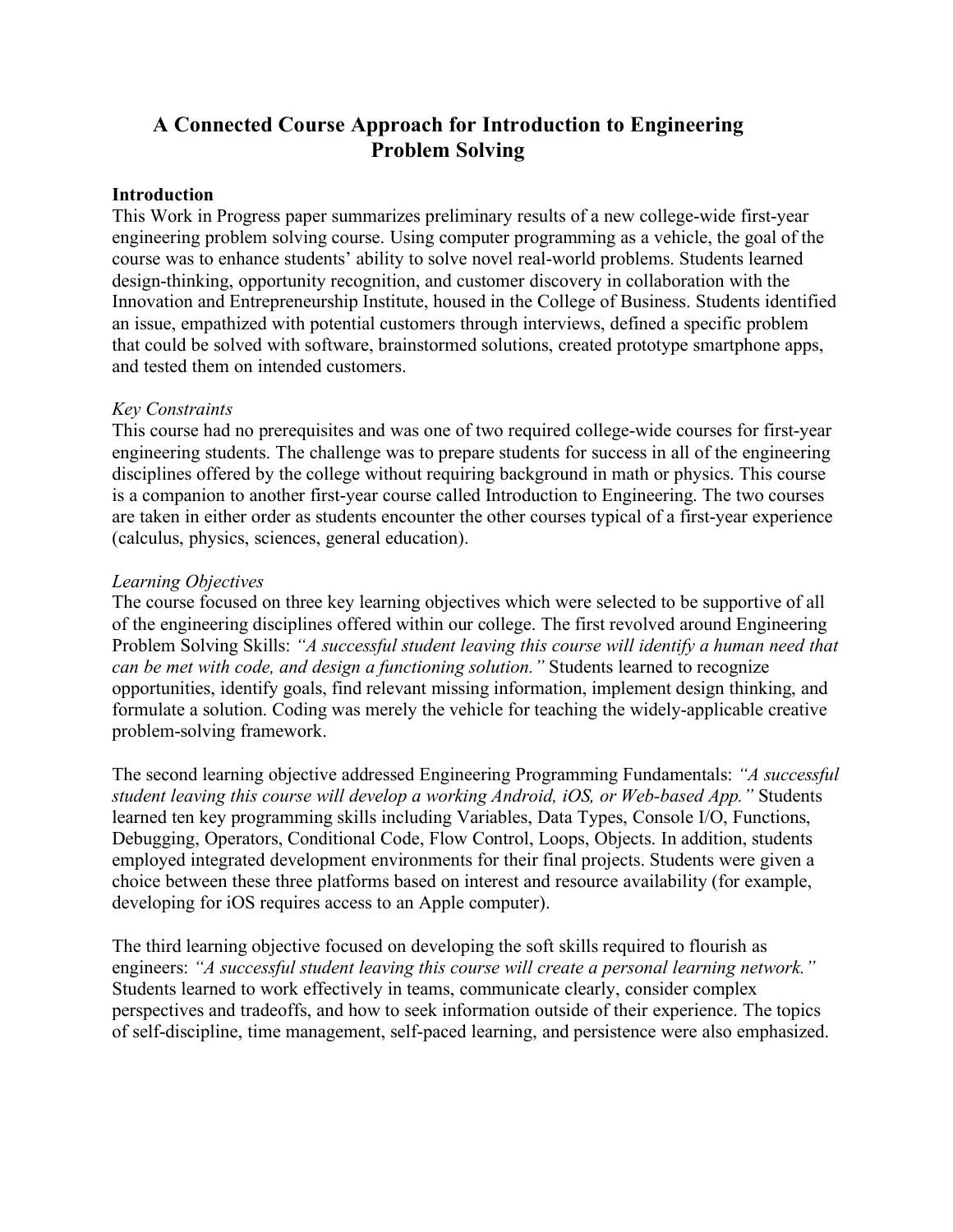# A Connected Course Approach for Introduction to Engineering Problem Solving

## Introduction

This Work in Progress paper summarizes preliminary results of a new college-wide first-year engineering problem solving course. Using computer programming as a vehicle, the goal of the course was to enhance students' ability to solve novel real-world problems. Students learned design-thinking, opportunity recognition, and customer discovery in collaboration with the Innovation and Entrepreneurship Institute, housed in the College of Business. Students identified an issue, empathized with potential customers through interviews, defined a specific problem that could be solved with software, brainstormed solutions, created prototype smartphone apps, and tested them on intended customers.

### *Key Constraints*

This course had no prerequisites and was one of two required college-wide courses for first-year engineering students. The challenge was to prepare students for success in all of the engineering disciplines offered by the college without requiring background in math or physics. This course is a companion to another first-year course called Introduction to Engineering. The two courses are taken in either order as students encounter the other courses typical of a first-year experience (calculus, physics, sciences, general education).

### *Learning Objectives*

The course focused on three key learning objectives which were selected to be supportive of all of the engineering disciplines offered within our college. The first revolved around Engineering Problem Solving Skills: *"A successful student leaving this course will identify a human need that can be met with code, and design a functioning solution."* Students learned to recognize opportunities, identify goals, find relevant missing information, implement design thinking, and formulate a solution. Coding was merely the vehicle for teaching the widely-applicable creative problem-solving framework.

The second learning objective addressed Engineering Programming Fundamentals: *"A successful student leaving this course will develop a working Android, iOS, or Web-based App."* Students learned ten key programming skills including Variables, Data Types, Console I/O, Functions, Debugging, Operators, Conditional Code, Flow Control, Loops, Objects. In addition, students employed integrated development environments for their final projects. Students were given a choice between these three platforms based on interest and resource availability (for example, developing for iOS requires access to an Apple computer).

The third learning objective focused on developing the soft skills required to flourish as engineers: *"A successful student leaving this course will create a personal learning network."* Students learned to work effectively in teams, communicate clearly, consider complex perspectives and tradeoffs, and how to seek information outside of their experience. The topics of self-discipline, time management, self-paced learning, and persistence were also emphasized.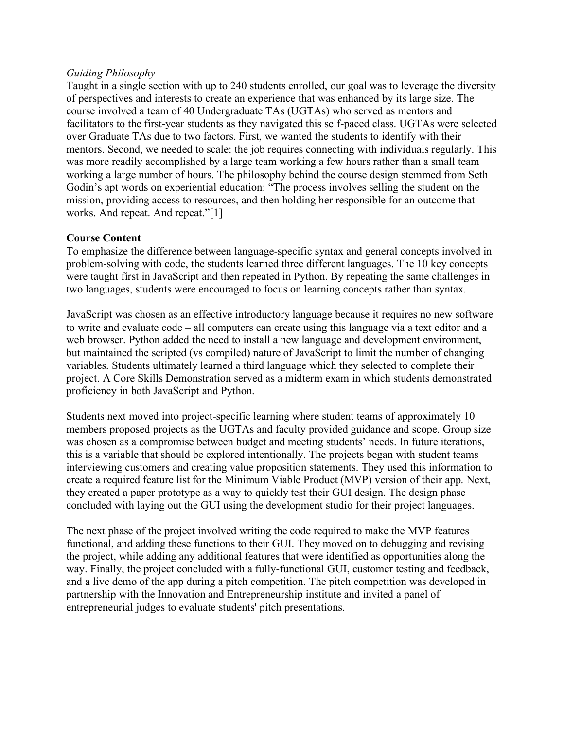*Guiding Philosophy*

Taught in a single section with up to 240 students enrolled, our goal was to leverage the diversity of perspectives and interests to create an experience that was enhanced by its large size. The course involved a team of 40 Undergraduate TAs (UGTAs) who served as mentors and facilitators to the first-year students as they navigated this self-paced class. UGTAs were selected over Graduate TAs due to two factors. First, we wanted the students to identify with their mentors. Second, we needed to scale: the job requires connecting with individuals regularly. This was more readily accomplished by a large team working a few hours rather than a small team working a large number of hours. The philosophy behind the course design stemmed from Seth Godin's apt words on experiential education: "The process involves selling the student on the mission, providing access to resources, and then holding her responsible for an outcome that works. And repeat. And repeat."[1]

**Course Content**

To emphasize the difference between language-specific syntax and general concepts involved in problem-solving with code, the students learned three different languages. The 10 key concepts were taught first in JavaScript and then repeated in Python. By repeating the same challenges in two languages, students were encouraged to focus on learning concepts rather than syntax.

JavaScript was chosen as an effective introductory language because it requires no new software to write and evaluate code – all computers can create using this language via a text editor and a web browser. Python added the need to install a new language and development environment, but maintained the scripted (vs compiled) nature of JavaScript to limit the number of changing variables. Students ultimately learned a third language which they selected to complete their project. A Core Skills Demonstration served as a midterm exam in which students demonstrated proficiency in both JavaScript and Python.

Students next moved into project-specific learning where student teams of approximately 10 members proposed projects as the UGTAs and faculty provided guidance and scope. Group size was chosen as a compromise between budget and meeting students' needs. In future iterations, this is a variable that should be explored intentionally. The projects began with student teams interviewing customers and creating value proposition statements. They used this information to create a required feature list for the Minimum Viable Product (MVP) version of their app. Next, they created a paper prototype as a way to quickly test their GUI design. The design phase concluded with laying out the GUI using the development studio for their project languages.

The next phase of the project involved writing the code required to make the MVP features functional, and adding these functions to their GUI. They moved on to debugging and revising the project, while adding any additional features that were identified as opportunities along the way. Finally, the project concluded with a fully-functional GUI, customer testing and feedback, and a live demo of the app during a pitch competition. The pitch competition was developed in partnership with the Innovation and Entrepreneurship institute and invited a panel of entrepreneurial judges to evaluate students' pitch presentations.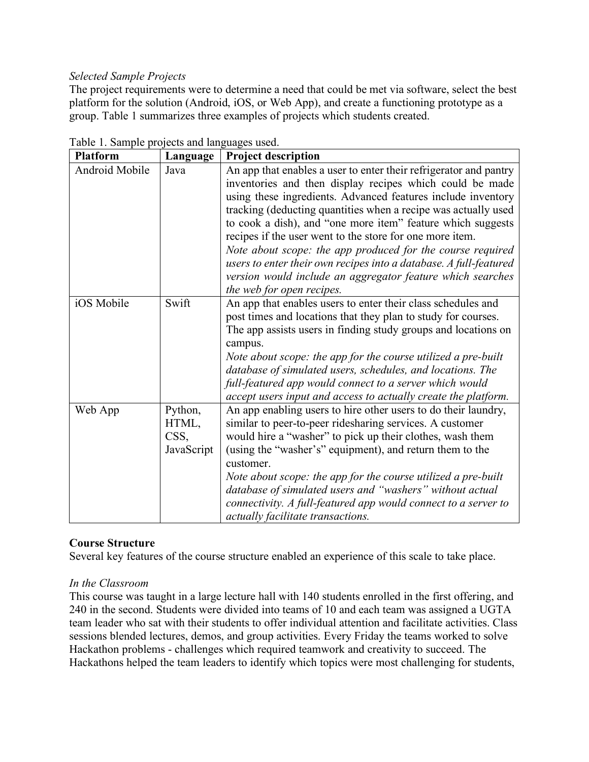*Selected Sample Projects*

The project requirements were to determine a need that could be met via software, select the best platform for the solution (Android, iOS, or Web App), and create a functioning prototype as a group. Table 1 summarizes three examples of projects which students created.

Table 1. Sample projects and languages used.

| Platform | Language | Project description |
|---|---|---|
| Android Mobile | Java | An app that enables a user to enter their refrigerator and pantry inventories and then display recipes which could be made using these ingredients. Advanced features include inventory tracking (deducting quantities when a recipe was actually used to cook a dish), and "one more item" feature which suggests recipes if the user went to the store for one more item. *Note about scope: the app produced for the course required users to enter their own recipes into a database. A full-featured version would include an aggregator feature which searches the web for open recipes.* |
| iOS Mobile | Swift | An app that enables users to enter their class schedules and post times and locations that they plan to study for courses. The app assists users in finding study groups and locations on campus. *Note about scope: the app for the course utilized a pre-built database of simulated users, schedules, and locations. The full-featured app would connect to a server which would accept users input and access to actually create the platform.* |
| Web App | Python, HTML, CSS, JavaScript | An app enabling users to hire other users to do their laundry, similar to peer-to-peer ridesharing services. A customer would hire a "washer" to pick up their clothes, wash them (using the "washer's" equipment), and return them to the customer. *Note about scope: the app for the course utilized a pre-built database of simulated users and "washers" without actual connectivity. A full-featured app would connect to a server to actually facilitate transactions.* |

**Course Structure**

Several key features of the course structure enabled an experience of this scale to take place.

*In the Classroom*

This course was taught in a large lecture hall with 140 students enrolled in the first offering, and 240 in the second. Students were divided into teams of 10 and each team was assigned a UGTA team leader who sat with their students to offer individual attention and facilitate activities. Class sessions blended lectures, demos, and group activities. Every Friday the teams worked to solve Hackathon problems - challenges which required teamwork and creativity to succeed. The Hackathons helped the team leaders to identify which topics were most challenging for students,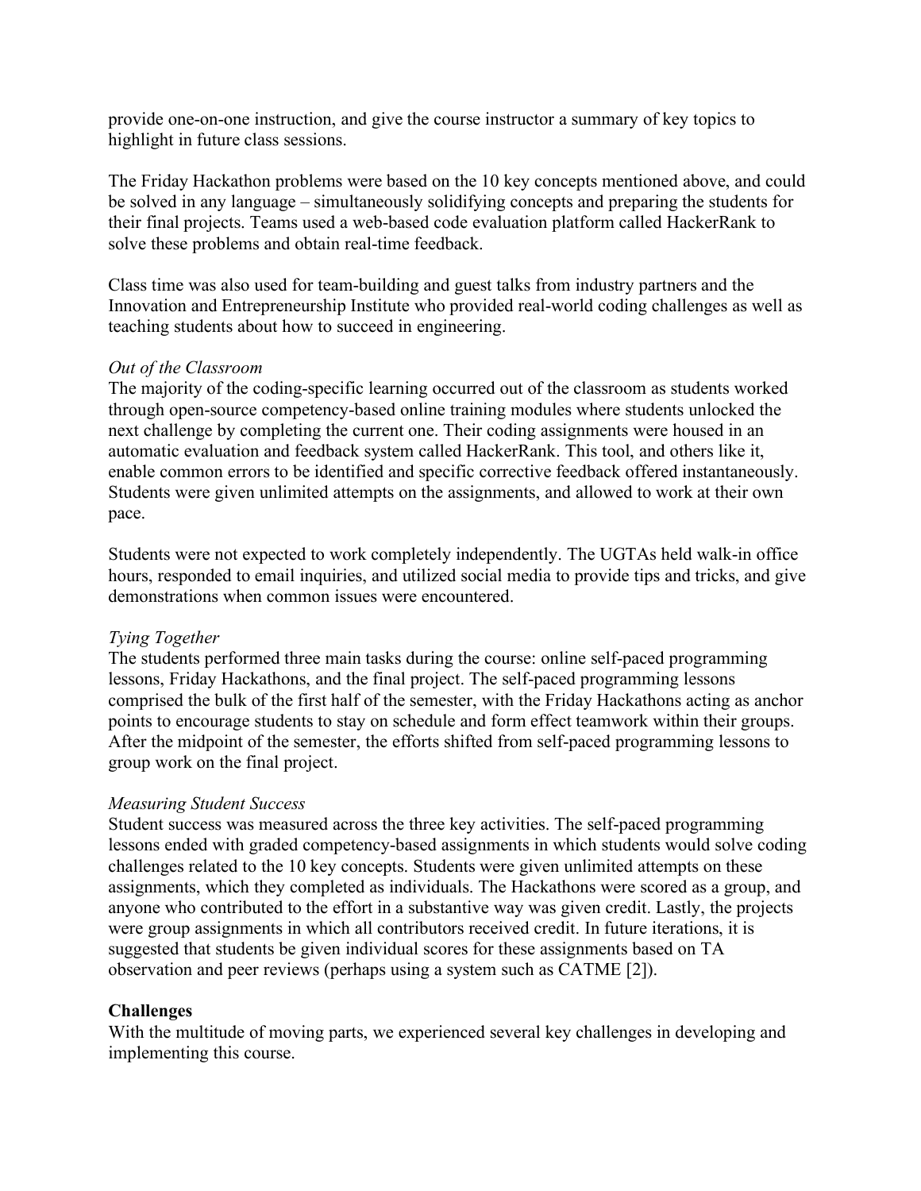provide one-on-one instruction, and give the course instructor a summary of key topics to highlight in future class sessions.

The Friday Hackathon problems were based on the 10 key concepts mentioned above, and could be solved in any language – simultaneously solidifying concepts and preparing the students for their final projects. Teams used a web-based code evaluation platform called HackerRank to solve these problems and obtain real-time feedback.

Class time was also used for team-building and guest talks from industry partners and the Innovation and Entrepreneurship Institute who provided real-world coding challenges as well as teaching students about how to succeed in engineering.

*Out of the Classroom*

The majority of the coding-specific learning occurred out of the classroom as students worked through open-source competency-based online training modules where students unlocked the next challenge by completing the current one. Their coding assignments were housed in an automatic evaluation and feedback system called HackerRank. This tool, and others like it, enable common errors to be identified and specific corrective feedback offered instantaneously. Students were given unlimited attempts on the assignments, and allowed to work at their own pace.

Students were not expected to work completely independently. The UGTAs held walk-in office hours, responded to email inquiries, and utilized social media to provide tips and tricks, and give demonstrations when common issues were encountered.

*Tying Together*

The students performed three main tasks during the course: online self-paced programming lessons, Friday Hackathons, and the final project. The self-paced programming lessons comprised the bulk of the first half of the semester, with the Friday Hackathons acting as anchor points to encourage students to stay on schedule and form effect teamwork within their groups. After the midpoint of the semester, the efforts shifted from self-paced programming lessons to group work on the final project.

*Measuring Student Success*

Student success was measured across the three key activities. The self-paced programming lessons ended with graded competency-based assignments in which students would solve coding challenges related to the 10 key concepts. Students were given unlimited attempts on these assignments, which they completed as individuals. The Hackathons were scored as a group, and anyone who contributed to the effort in a substantive way was given credit. Lastly, the projects were group assignments in which all contributors received credit. In future iterations, it is suggested that students be given individual scores for these assignments based on TA observation and peer reviews (perhaps using a system such as CATME [2]).

**Challenges**

With the multitude of moving parts, we experienced several key challenges in developing and implementing this course.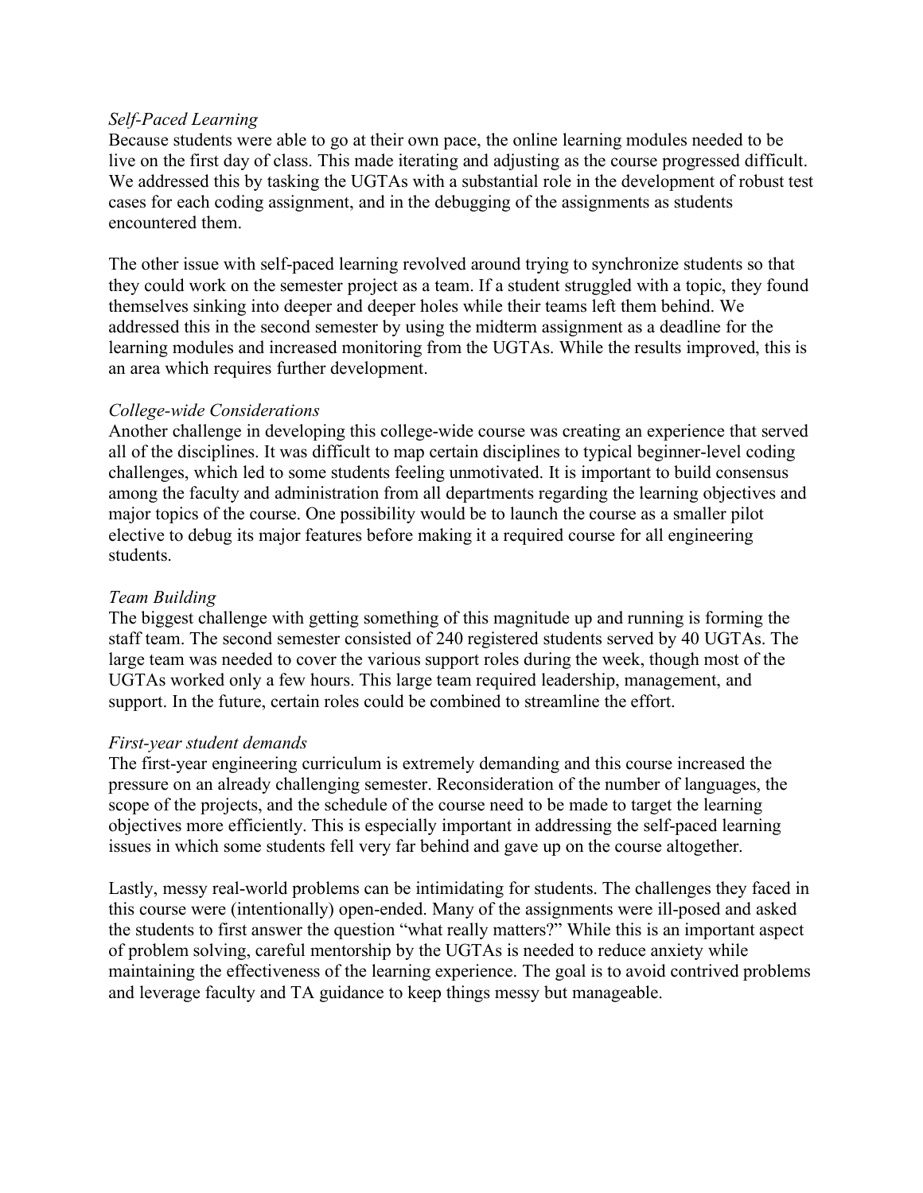*Self-Paced Learning*

Because students were able to go at their own pace, the online learning modules needed to be live on the first day of class. This made iterating and adjusting as the course progressed difficult. We addressed this by tasking the UGTAs with a substantial role in the development of robust test cases for each coding assignment, and in the debugging of the assignments as students encountered them.

The other issue with self-paced learning revolved around trying to synchronize students so that they could work on the semester project as a team. If a student struggled with a topic, they found themselves sinking into deeper and deeper holes while their teams left them behind. We addressed this in the second semester by using the midterm assignment as a deadline for the learning modules and increased monitoring from the UGTAs. While the results improved, this is an area which requires further development.

*College-wide Considerations*

Another challenge in developing this college-wide course was creating an experience that served all of the disciplines. It was difficult to map certain disciplines to typical beginner-level coding challenges, which led to some students feeling unmotivated. It is important to build consensus among the faculty and administration from all departments regarding the learning objectives and major topics of the course. One possibility would be to launch the course as a smaller pilot elective to debug its major features before making it a required course for all engineering students.

*Team Building*

The biggest challenge with getting something of this magnitude up and running is forming the staff team. The second semester consisted of 240 registered students served by 40 UGTAs. The large team was needed to cover the various support roles during the week, though most of the UGTAs worked only a few hours. This large team required leadership, management, and support. In the future, certain roles could be combined to streamline the effort.

*First-year student demands*

The first-year engineering curriculum is extremely demanding and this course increased the pressure on an already challenging semester. Reconsideration of the number of languages, the scope of the projects, and the schedule of the course need to be made to target the learning objectives more efficiently. This is especially important in addressing the self-paced learning issues in which some students fell very far behind and gave up on the course altogether.

Lastly, messy real-world problems can be intimidating for students. The challenges they faced in this course were (intentionally) open-ended. Many of the assignments were ill-posed and asked the students to first answer the question "what really matters?" While this is an important aspect of problem solving, careful mentorship by the UGTAs is needed to reduce anxiety while maintaining the effectiveness of the learning experience. The goal is to avoid contrived problems and leverage faculty and TA guidance to keep things messy but manageable.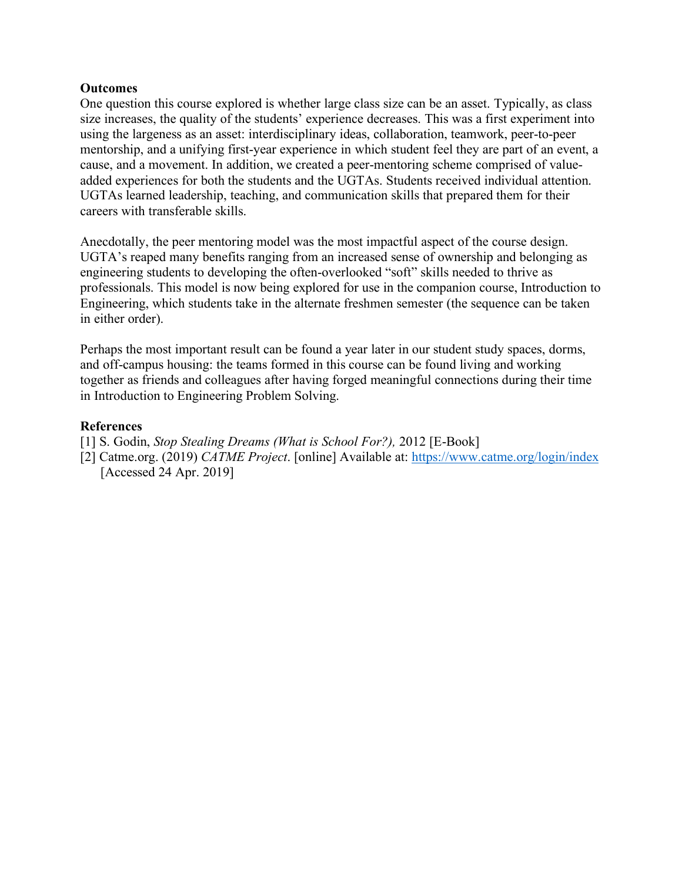## Outcomes

One question this course explored is whether large class size can be an asset. Typically, as class size increases, the quality of the students' experience decreases. This was a first experiment into using the largeness as an asset: interdisciplinary ideas, collaboration, teamwork, peer-to-peer mentorship, and a unifying first-year experience in which student feel they are part of an event, a cause, and a movement. In addition, we created a peer-mentoring scheme comprised of value-added experiences for both the students and the UGTAs. Students received individual attention. UGTAs learned leadership, teaching, and communication skills that prepared them for their careers with transferable skills.

Anecdotally, the peer mentoring model was the most impactful aspect of the course design. UGTA's reaped many benefits ranging from an increased sense of ownership and belonging as engineering students to developing the often-overlooked "soft" skills needed to thrive as professionals. This model is now being explored for use in the companion course, Introduction to Engineering, which students take in the alternate freshmen semester (the sequence can be taken in either order).

Perhaps the most important result can be found a year later in our student study spaces, dorms, and off-campus housing: the teams formed in this course can be found living and working together as friends and colleagues after having forged meaningful connections during their time in Introduction to Engineering Problem Solving.

## References

[1] S. Godin, *Stop Stealing Dreams (What is School For?),* 2012 [E-Book]

[2] Catme.org. (2019) *CATME Project*. [online] Available at: https://www.catme.org/login/index [Accessed 24 Apr. 2019]